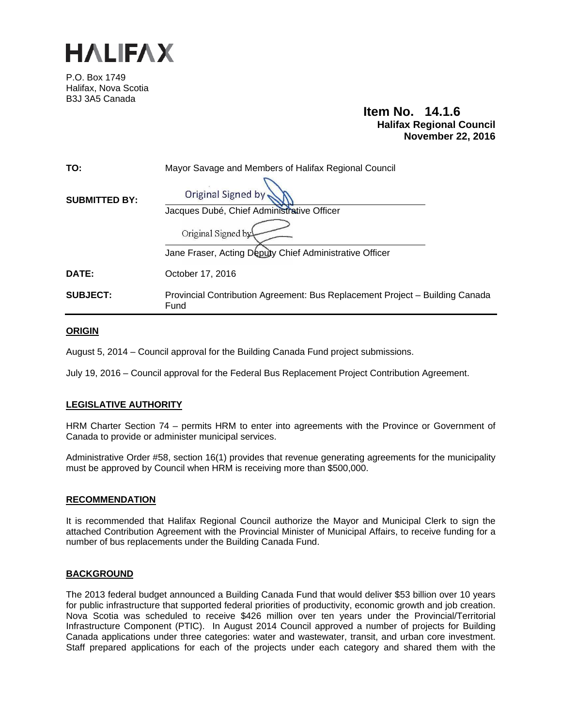# HALIFAX

P.O. Box 1749
Halifax, Nova Scotia
B3J 3A5 Canada

**Item No. 14.1.6**
**Halifax Regional Council**
**November 22, 2016**

| | |
|---|---|
| **TO:** | Mayor Savage and Members of Halifax Regional Council |
| **SUBMITTED BY:** | Original Signed by<br>Jacques Dubé, Chief Administrative Officer<br><br>Original Signed by<br>Jane Fraser, Acting Deputy Chief Administrative Officer |
| **DATE:** | October 17, 2016 |
| **SUBJECT:** | Provincial Contribution Agreement: Bus Replacement Project – Building Canada Fund |

## ORIGIN

August 5, 2014 – Council approval for the Building Canada Fund project submissions.

July 19, 2016 – Council approval for the Federal Bus Replacement Project Contribution Agreement.

## LEGISLATIVE AUTHORITY

HRM Charter Section 74 – permits HRM to enter into agreements with the Province or Government of Canada to provide or administer municipal services.

Administrative Order #58, section 16(1) provides that revenue generating agreements for the municipality must be approved by Council when HRM is receiving more than $500,000.

## RECOMMENDATION

It is recommended that Halifax Regional Council authorize the Mayor and Municipal Clerk to sign the attached Contribution Agreement with the Provincial Minister of Municipal Affairs, to receive funding for a number of bus replacements under the Building Canada Fund.

## BACKGROUND

The 2013 federal budget announced a Building Canada Fund that would deliver $53 billion over 10 years for public infrastructure that supported federal priorities of productivity, economic growth and job creation. Nova Scotia was scheduled to receive $426 million over ten years under the Provincial/Territorial Infrastructure Component (PTIC). In August 2014 Council approved a number of projects for Building Canada applications under three categories: water and wastewater, transit, and urban core investment. Staff prepared applications for each of the projects under each category and shared them with the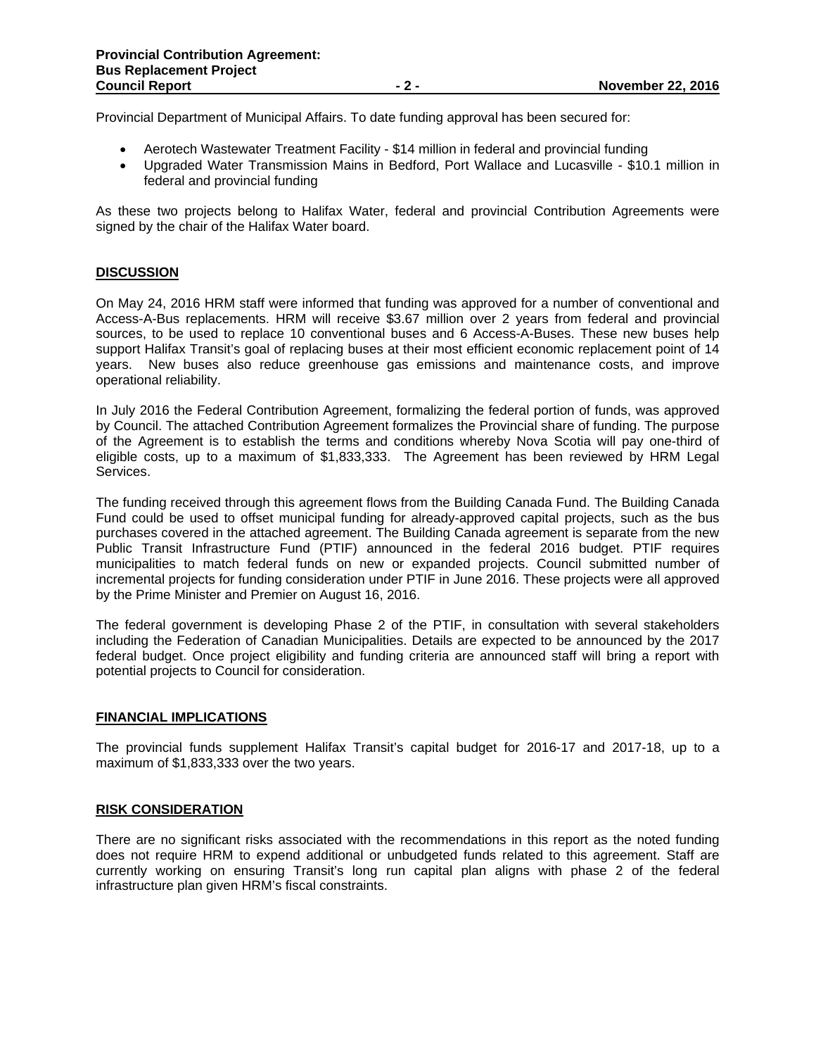Provincial Department of Municipal Affairs. To date funding approval has been secured for:

- Aerotech Wastewater Treatment Facility - $14 million in federal and provincial funding
- Upgraded Water Transmission Mains in Bedford, Port Wallace and Lucasville - $10.1 million in federal and provincial funding

As these two projects belong to Halifax Water, federal and provincial Contribution Agreements were signed by the chair of the Halifax Water board.

## DISCUSSION

On May 24, 2016 HRM staff were informed that funding was approved for a number of conventional and Access-A-Bus replacements. HRM will receive $3.67 million over 2 years from federal and provincial sources, to be used to replace 10 conventional buses and 6 Access-A-Buses. These new buses help support Halifax Transit's goal of replacing buses at their most efficient economic replacement point of 14 years. New buses also reduce greenhouse gas emissions and maintenance costs, and improve operational reliability.

In July 2016 the Federal Contribution Agreement, formalizing the federal portion of funds, was approved by Council. The attached Contribution Agreement formalizes the Provincial share of funding. The purpose of the Agreement is to establish the terms and conditions whereby Nova Scotia will pay one-third of eligible costs, up to a maximum of $1,833,333. The Agreement has been reviewed by HRM Legal Services.

The funding received through this agreement flows from the Building Canada Fund. The Building Canada Fund could be used to offset municipal funding for already-approved capital projects, such as the bus purchases covered in the attached agreement. The Building Canada agreement is separate from the new Public Transit Infrastructure Fund (PTIF) announced in the federal 2016 budget. PTIF requires municipalities to match federal funds on new or expanded projects. Council submitted number of incremental projects for funding consideration under PTIF in June 2016. These projects were all approved by the Prime Minister and Premier on August 16, 2016.

The federal government is developing Phase 2 of the PTIF, in consultation with several stakeholders including the Federation of Canadian Municipalities. Details are expected to be announced by the 2017 federal budget. Once project eligibility and funding criteria are announced staff will bring a report with potential projects to Council for consideration.

## FINANCIAL IMPLICATIONS

The provincial funds supplement Halifax Transit's capital budget for 2016-17 and 2017-18, up to a maximum of $1,833,333 over the two years.

## RISK CONSIDERATION

There are no significant risks associated with the recommendations in this report as the noted funding does not require HRM to expend additional or unbudgeted funds related to this agreement. Staff are currently working on ensuring Transit's long run capital plan aligns with phase 2 of the federal infrastructure plan given HRM's fiscal constraints.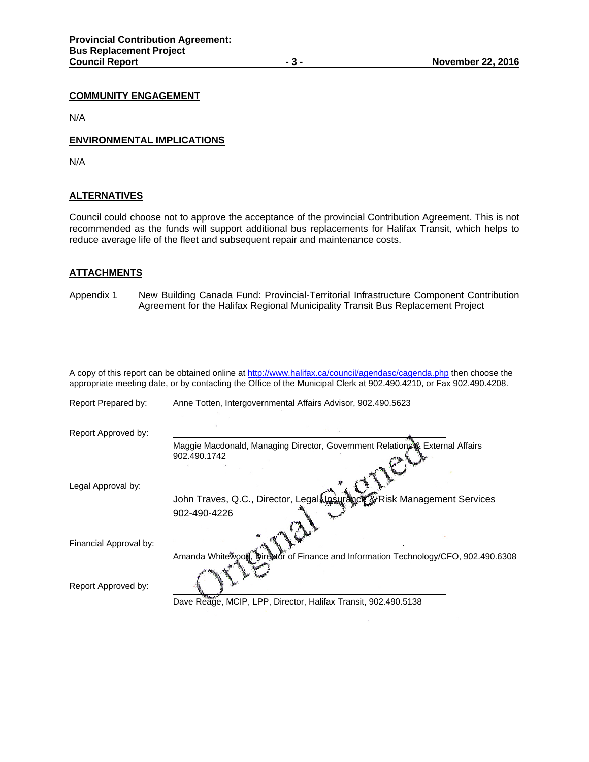## COMMUNITY ENGAGEMENT

N/A

## ENVIRONMENTAL IMPLICATIONS

N/A

## ALTERNATIVES

Council could choose not to approve the acceptance of the provincial Contribution Agreement. This is not recommended as the funds will support additional bus replacements for Halifax Transit, which helps to reduce average life of the fleet and subsequent repair and maintenance costs.

## ATTACHMENTS

Appendix 1 New Building Canada Fund: Provincial-Territorial Infrastructure Component Contribution Agreement for the Halifax Regional Municipality Transit Bus Replacement Project

---

A copy of this report can be obtained online at http://www.halifax.ca/council/agendasc/cagenda.php then choose the appropriate meeting date, or by contacting the Office of the Municipal Clerk at 902.490.4210, or Fax 902.490.4208.

Report Prepared by: Anne Totten, Intergovernmental Affairs Advisor, 902.490.5623

Report Approved by: Maggie Macdonald, Managing Director, Government Relations & External Affairs 902.490.1742

Legal Approval by: John Traves, Q.C., Director, Legal, Insurance & Risk Management Services 902-490-4226

Financial Approval by: Amanda Whitewood, Director of Finance and Information Technology/CFO, 902.490.6308

Report Approved by: Dave Reage, MCIP, LPP, Director, Halifax Transit, 902.490.5138

Original Signed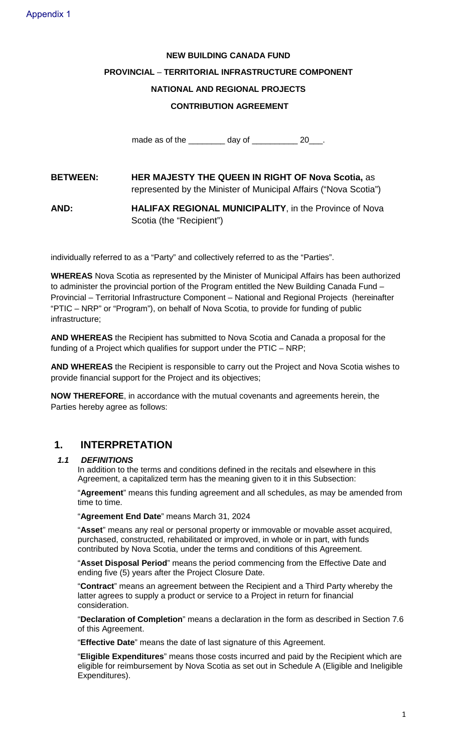Appendix 1

**NEW BUILDING CANADA FUND**

**PROVINCIAL – TERRITORIAL INFRASTRUCTURE COMPONENT**

**NATIONAL AND REGIONAL PROJECTS**

**CONTRIBUTION AGREEMENT**

made as of the ________ day of __________ 20___.

**BETWEEN:** **HER MAJESTY THE QUEEN IN RIGHT OF Nova Scotia,** as represented by the Minister of Municipal Affairs ("Nova Scotia")

**AND:** **HALIFAX REGIONAL MUNICIPALITY**, in the Province of Nova Scotia (the "Recipient")

individually referred to as a "Party" and collectively referred to as the "Parties".

**WHEREAS** Nova Scotia as represented by the Minister of Municipal Affairs has been authorized to administer the provincial portion of the Program entitled the New Building Canada Fund – Provincial – Territorial Infrastructure Component – National and Regional Projects (hereinafter "PTIC – NRP" or "Program"), on behalf of Nova Scotia, to provide for funding of public infrastructure;

**AND WHEREAS** the Recipient has submitted to Nova Scotia and Canada a proposal for the funding of a Project which qualifies for support under the PTIC – NRP;

**AND WHEREAS** the Recipient is responsible to carry out the Project and Nova Scotia wishes to provide financial support for the Project and its objectives;

**NOW THEREFORE**, in accordance with the mutual covenants and agreements herein, the Parties hereby agree as follows:

## 1. INTERPRETATION

### *1.1 DEFINITIONS*

In addition to the terms and conditions defined in the recitals and elsewhere in this Agreement, a capitalized term has the meaning given to it in this Subsection:

"**Agreement**" means this funding agreement and all schedules, as may be amended from time to time.

"**Agreement End Date**" means March 31, 2024

"**Asset**" means any real or personal property or immovable or movable asset acquired, purchased, constructed, rehabilitated or improved, in whole or in part, with funds contributed by Nova Scotia, under the terms and conditions of this Agreement.

"**Asset Disposal Period**" means the period commencing from the Effective Date and ending five (5) years after the Project Closure Date.

"**Contract**" means an agreement between the Recipient and a Third Party whereby the latter agrees to supply a product or service to a Project in return for financial consideration.

"**Declaration of Completion**" means a declaration in the form as described in Section 7.6 of this Agreement.

"**Effective Date**" means the date of last signature of this Agreement.

"**Eligible Expenditures**" means those costs incurred and paid by the Recipient which are eligible for reimbursement by Nova Scotia as set out in Schedule A (Eligible and Ineligible Expenditures).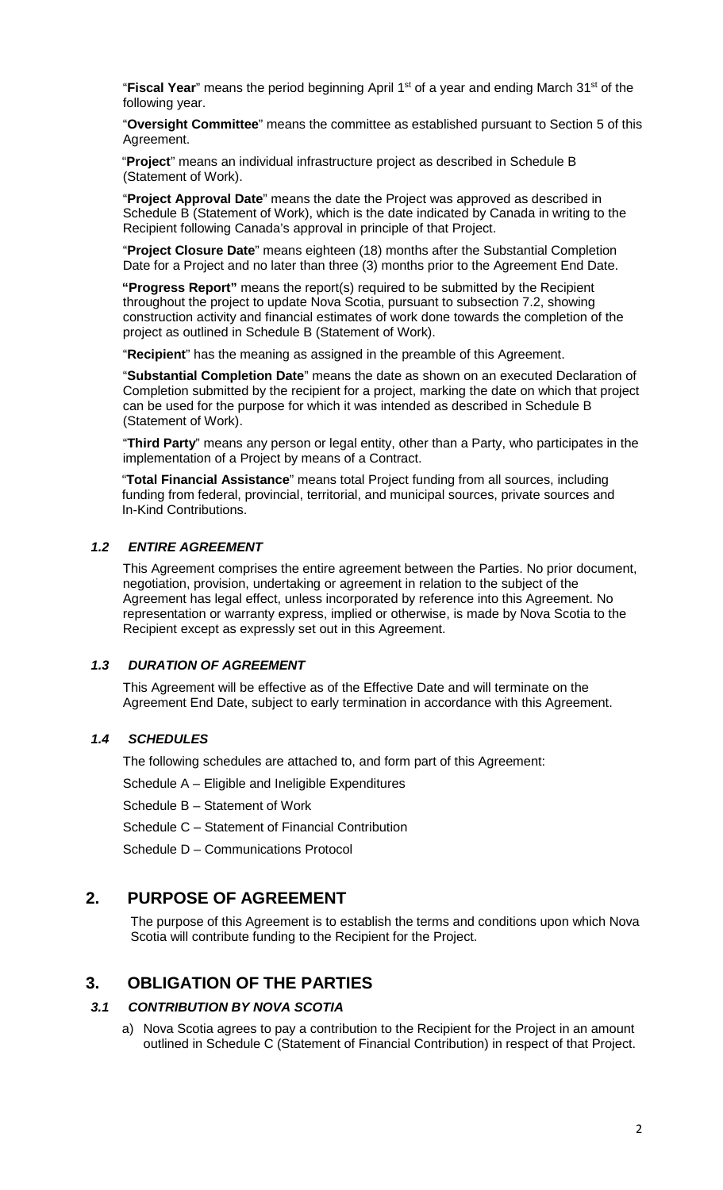"**Fiscal Year**" means the period beginning April 1st of a year and ending March 31st of the following year.

"**Oversight Committee**" means the committee as established pursuant to Section 5 of this Agreement.

"**Project**" means an individual infrastructure project as described in Schedule B (Statement of Work).

"**Project Approval Date**" means the date the Project was approved as described in Schedule B (Statement of Work), which is the date indicated by Canada in writing to the Recipient following Canada's approval in principle of that Project.

"**Project Closure Date**" means eighteen (18) months after the Substantial Completion Date for a Project and no later than three (3) months prior to the Agreement End Date.

**"Progress Report"** means the report(s) required to be submitted by the Recipient throughout the project to update Nova Scotia, pursuant to subsection 7.2, showing construction activity and financial estimates of work done towards the completion of the project as outlined in Schedule B (Statement of Work).

"**Recipient**" has the meaning as assigned in the preamble of this Agreement.

"**Substantial Completion Date**" means the date as shown on an executed Declaration of Completion submitted by the recipient for a project, marking the date on which that project can be used for the purpose for which it was intended as described in Schedule B (Statement of Work).

"**Third Party**" means any person or legal entity, other than a Party, who participates in the implementation of a Project by means of a Contract.

"**Total Financial Assistance**" means total Project funding from all sources, including funding from federal, provincial, territorial, and municipal sources, private sources and In-Kind Contributions.

### *1.2 ENTIRE AGREEMENT*

This Agreement comprises the entire agreement between the Parties. No prior document, negotiation, provision, undertaking or agreement in relation to the subject of the Agreement has legal effect, unless incorporated by reference into this Agreement. No representation or warranty express, implied or otherwise, is made by Nova Scotia to the Recipient except as expressly set out in this Agreement.

### *1.3 DURATION OF AGREEMENT*

This Agreement will be effective as of the Effective Date and will terminate on the Agreement End Date, subject to early termination in accordance with this Agreement.

### *1.4 SCHEDULES*

The following schedules are attached to, and form part of this Agreement:

Schedule A – Eligible and Ineligible Expenditures

Schedule B – Statement of Work

Schedule C – Statement of Financial Contribution

Schedule D – Communications Protocol

## 2. PURPOSE OF AGREEMENT

The purpose of this Agreement is to establish the terms and conditions upon which Nova Scotia will contribute funding to the Recipient for the Project.

## 3. OBLIGATION OF THE PARTIES

### *3.1 CONTRIBUTION BY NOVA SCOTIA*

a) Nova Scotia agrees to pay a contribution to the Recipient for the Project in an amount outlined in Schedule C (Statement of Financial Contribution) in respect of that Project.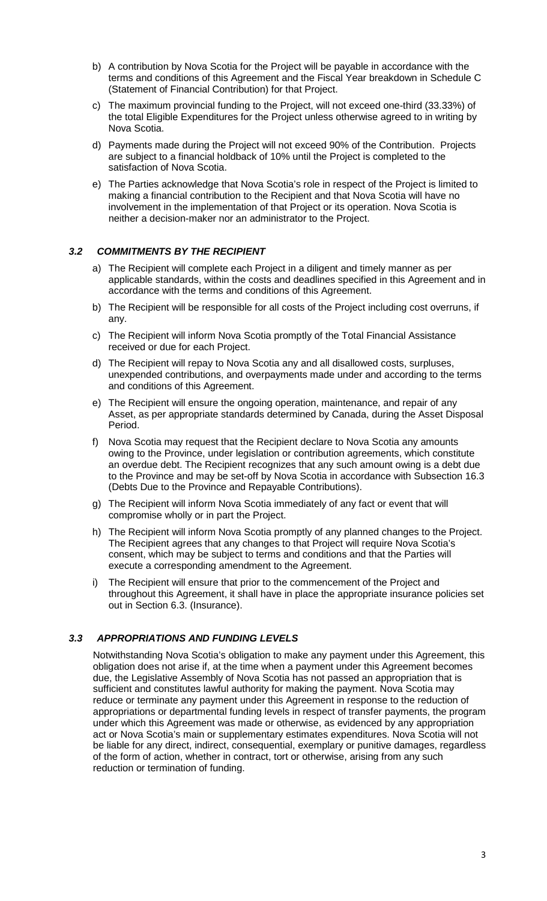b) A contribution by Nova Scotia for the Project will be payable in accordance with the terms and conditions of this Agreement and the Fiscal Year breakdown in Schedule C (Statement of Financial Contribution) for that Project.

c) The maximum provincial funding to the Project, will not exceed one-third (33.33%) of the total Eligible Expenditures for the Project unless otherwise agreed to in writing by Nova Scotia.

d) Payments made during the Project will not exceed 90% of the Contribution. Projects are subject to a financial holdback of 10% until the Project is completed to the satisfaction of Nova Scotia.

e) The Parties acknowledge that Nova Scotia's role in respect of the Project is limited to making a financial contribution to the Recipient and that Nova Scotia will have no involvement in the implementation of that Project or its operation. Nova Scotia is neither a decision-maker nor an administrator to the Project.

### *3.2 COMMITMENTS BY THE RECIPIENT*

a) The Recipient will complete each Project in a diligent and timely manner as per applicable standards, within the costs and deadlines specified in this Agreement and in accordance with the terms and conditions of this Agreement.

b) The Recipient will be responsible for all costs of the Project including cost overruns, if any.

c) The Recipient will inform Nova Scotia promptly of the Total Financial Assistance received or due for each Project.

d) The Recipient will repay to Nova Scotia any and all disallowed costs, surpluses, unexpended contributions, and overpayments made under and according to the terms and conditions of this Agreement.

e) The Recipient will ensure the ongoing operation, maintenance, and repair of any Asset, as per appropriate standards determined by Canada, during the Asset Disposal Period.

f) Nova Scotia may request that the Recipient declare to Nova Scotia any amounts owing to the Province, under legislation or contribution agreements, which constitute an overdue debt. The Recipient recognizes that any such amount owing is a debt due to the Province and may be set-off by Nova Scotia in accordance with Subsection 16.3 (Debts Due to the Province and Repayable Contributions).

g) The Recipient will inform Nova Scotia immediately of any fact or event that will compromise wholly or in part the Project.

h) The Recipient will inform Nova Scotia promptly of any planned changes to the Project. The Recipient agrees that any changes to that Project will require Nova Scotia's consent, which may be subject to terms and conditions and that the Parties will execute a corresponding amendment to the Agreement.

i) The Recipient will ensure that prior to the commencement of the Project and throughout this Agreement, it shall have in place the appropriate insurance policies set out in Section 6.3. (Insurance).

### *3.3 APPROPRIATIONS AND FUNDING LEVELS*

Notwithstanding Nova Scotia's obligation to make any payment under this Agreement, this obligation does not arise if, at the time when a payment under this Agreement becomes due, the Legislative Assembly of Nova Scotia has not passed an appropriation that is sufficient and constitutes lawful authority for making the payment. Nova Scotia may reduce or terminate any payment under this Agreement in response to the reduction of appropriations or departmental funding levels in respect of transfer payments, the program under which this Agreement was made or otherwise, as evidenced by any appropriation act or Nova Scotia's main or supplementary estimates expenditures. Nova Scotia will not be liable for any direct, indirect, consequential, exemplary or punitive damages, regardless of the form of action, whether in contract, tort or otherwise, arising from any such reduction or termination of funding.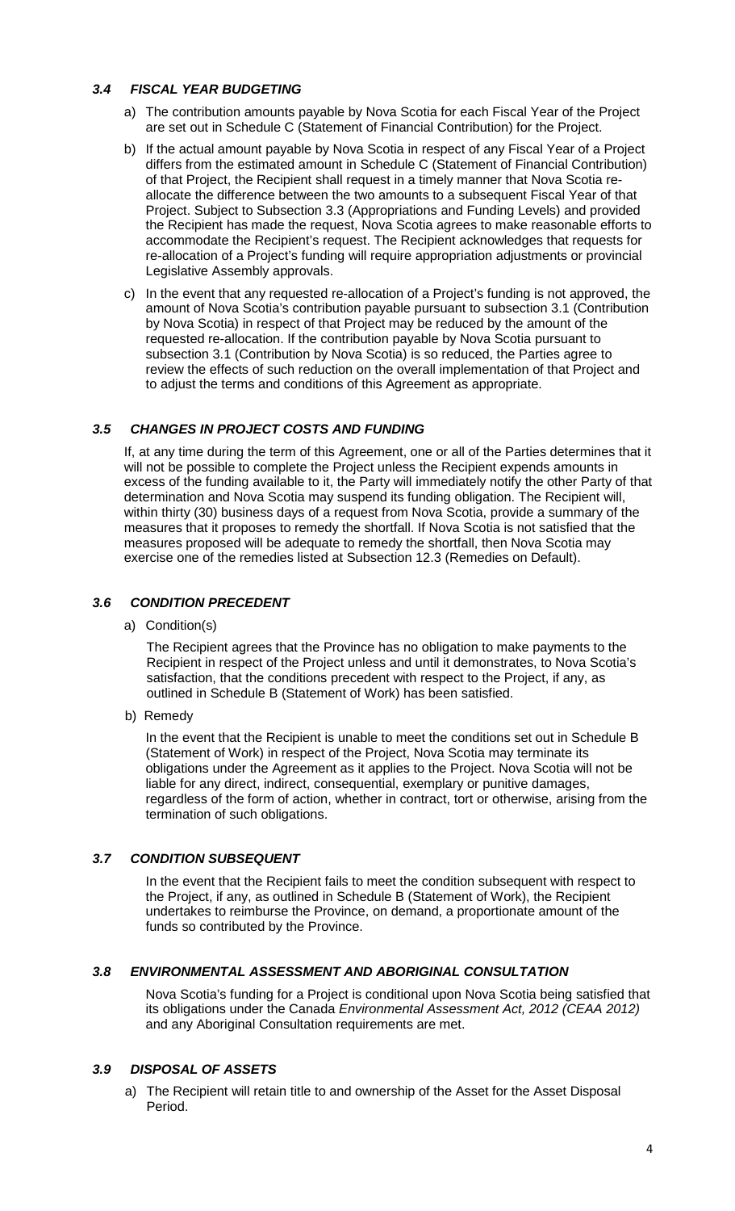### *3.4 FISCAL YEAR BUDGETING*

a) The contribution amounts payable by Nova Scotia for each Fiscal Year of the Project are set out in Schedule C (Statement of Financial Contribution) for the Project.

b) If the actual amount payable by Nova Scotia in respect of any Fiscal Year of a Project differs from the estimated amount in Schedule C (Statement of Financial Contribution) of that Project, the Recipient shall request in a timely manner that Nova Scotia re-allocate the difference between the two amounts to a subsequent Fiscal Year of that Project. Subject to Subsection 3.3 (Appropriations and Funding Levels) and provided the Recipient has made the request, Nova Scotia agrees to make reasonable efforts to accommodate the Recipient's request. The Recipient acknowledges that requests for re-allocation of a Project's funding will require appropriation adjustments or provincial Legislative Assembly approvals.

c) In the event that any requested re-allocation of a Project's funding is not approved, the amount of Nova Scotia's contribution payable pursuant to subsection 3.1 (Contribution by Nova Scotia) in respect of that Project may be reduced by the amount of the requested re-allocation. If the contribution payable by Nova Scotia pursuant to subsection 3.1 (Contribution by Nova Scotia) is so reduced, the Parties agree to review the effects of such reduction on the overall implementation of that Project and to adjust the terms and conditions of this Agreement as appropriate.

### *3.5 CHANGES IN PROJECT COSTS AND FUNDING*

If, at any time during the term of this Agreement, one or all of the Parties determines that it will not be possible to complete the Project unless the Recipient expends amounts in excess of the funding available to it, the Party will immediately notify the other Party of that determination and Nova Scotia may suspend its funding obligation. The Recipient will, within thirty (30) business days of a request from Nova Scotia, provide a summary of the measures that it proposes to remedy the shortfall. If Nova Scotia is not satisfied that the measures proposed will be adequate to remedy the shortfall, then Nova Scotia may exercise one of the remedies listed at Subsection 12.3 (Remedies on Default).

### *3.6 CONDITION PRECEDENT*

a) Condition(s)

The Recipient agrees that the Province has no obligation to make payments to the Recipient in respect of the Project unless and until it demonstrates, to Nova Scotia's satisfaction, that the conditions precedent with respect to the Project, if any, as outlined in Schedule B (Statement of Work) has been satisfied.

b) Remedy

In the event that the Recipient is unable to meet the conditions set out in Schedule B (Statement of Work) in respect of the Project, Nova Scotia may terminate its obligations under the Agreement as it applies to the Project. Nova Scotia will not be liable for any direct, indirect, consequential, exemplary or punitive damages, regardless of the form of action, whether in contract, tort or otherwise, arising from the termination of such obligations.

### *3.7 CONDITION SUBSEQUENT*

In the event that the Recipient fails to meet the condition subsequent with respect to the Project, if any, as outlined in Schedule B (Statement of Work), the Recipient undertakes to reimburse the Province, on demand, a proportionate amount of the funds so contributed by the Province.

### *3.8 ENVIRONMENTAL ASSESSMENT AND ABORIGINAL CONSULTATION*

Nova Scotia's funding for a Project is conditional upon Nova Scotia being satisfied that its obligations under the Canada *Environmental Assessment Act, 2012 (CEAA 2012)* and any Aboriginal Consultation requirements are met.

### *3.9 DISPOSAL OF ASSETS*

a) The Recipient will retain title to and ownership of the Asset for the Asset Disposal Period.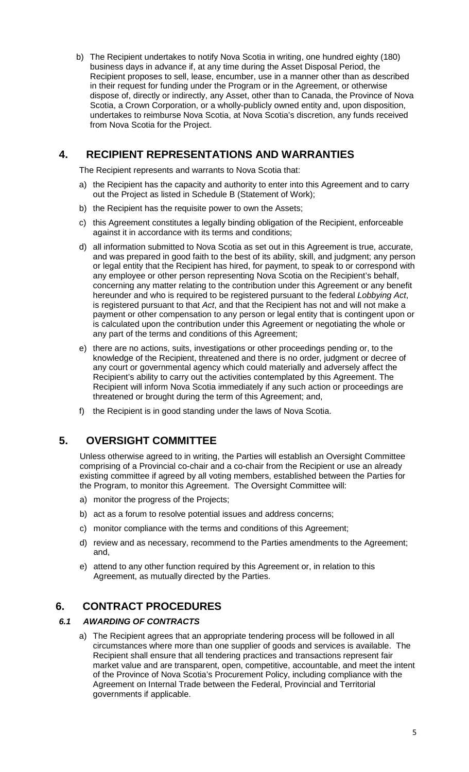b) The Recipient undertakes to notify Nova Scotia in writing, one hundred eighty (180) business days in advance if, at any time during the Asset Disposal Period, the Recipient proposes to sell, lease, encumber, use in a manner other than as described in their request for funding under the Program or in the Agreement, or otherwise dispose of, directly or indirectly, any Asset, other than to Canada, the Province of Nova Scotia, a Crown Corporation, or a wholly-publicly owned entity and, upon disposition, undertakes to reimburse Nova Scotia, at Nova Scotia's discretion, any funds received from Nova Scotia for the Project.

## 4. RECIPIENT REPRESENTATIONS AND WARRANTIES

The Recipient represents and warrants to Nova Scotia that:

a) the Recipient has the capacity and authority to enter into this Agreement and to carry out the Project as listed in Schedule B (Statement of Work);

b) the Recipient has the requisite power to own the Assets;

c) this Agreement constitutes a legally binding obligation of the Recipient, enforceable against it in accordance with its terms and conditions;

d) all information submitted to Nova Scotia as set out in this Agreement is true, accurate, and was prepared in good faith to the best of its ability, skill, and judgment; any person or legal entity that the Recipient has hired, for payment, to speak to or correspond with any employee or other person representing Nova Scotia on the Recipient's behalf, concerning any matter relating to the contribution under this Agreement or any benefit hereunder and who is required to be registered pursuant to the federal *Lobbying Act*, is registered pursuant to that *Act*, and that the Recipient has not and will not make a payment or other compensation to any person or legal entity that is contingent upon or is calculated upon the contribution under this Agreement or negotiating the whole or any part of the terms and conditions of this Agreement;

e) there are no actions, suits, investigations or other proceedings pending or, to the knowledge of the Recipient, threatened and there is no order, judgment or decree of any court or governmental agency which could materially and adversely affect the Recipient's ability to carry out the activities contemplated by this Agreement. The Recipient will inform Nova Scotia immediately if any such action or proceedings are threatened or brought during the term of this Agreement; and,

f) the Recipient is in good standing under the laws of Nova Scotia.

## 5. OVERSIGHT COMMITTEE

Unless otherwise agreed to in writing, the Parties will establish an Oversight Committee comprising of a Provincial co-chair and a co-chair from the Recipient or use an already existing committee if agreed by all voting members, established between the Parties for the Program, to monitor this Agreement. The Oversight Committee will:

a) monitor the progress of the Projects;

b) act as a forum to resolve potential issues and address concerns;

c) monitor compliance with the terms and conditions of this Agreement;

d) review and as necessary, recommend to the Parties amendments to the Agreement; and,

e) attend to any other function required by this Agreement or, in relation to this Agreement, as mutually directed by the Parties.

## 6. CONTRACT PROCEDURES

### *6.1 AWARDING OF CONTRACTS*

a) The Recipient agrees that an appropriate tendering process will be followed in all circumstances where more than one supplier of goods and services is available. The Recipient shall ensure that all tendering practices and transactions represent fair market value and are transparent, open, competitive, accountable, and meet the intent of the Province of Nova Scotia's Procurement Policy, including compliance with the Agreement on Internal Trade between the Federal, Provincial and Territorial governments if applicable.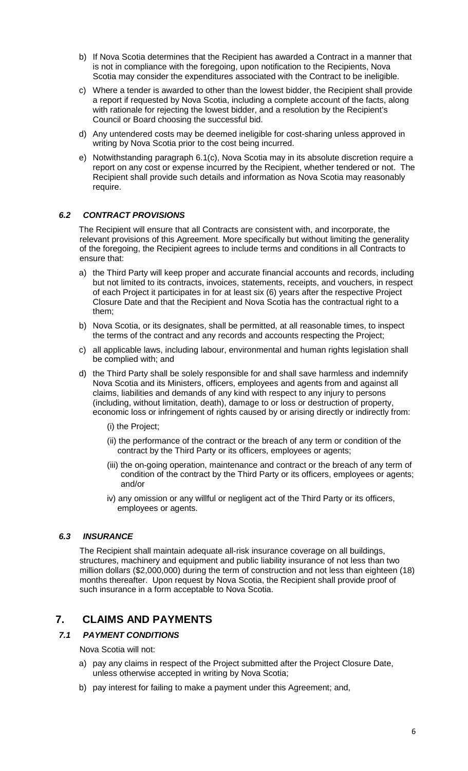b) If Nova Scotia determines that the Recipient has awarded a Contract in a manner that is not in compliance with the foregoing, upon notification to the Recipients, Nova Scotia may consider the expenditures associated with the Contract to be ineligible.

c) Where a tender is awarded to other than the lowest bidder, the Recipient shall provide a report if requested by Nova Scotia, including a complete account of the facts, along with rationale for rejecting the lowest bidder, and a resolution by the Recipient's Council or Board choosing the successful bid.

d) Any untendered costs may be deemed ineligible for cost-sharing unless approved in writing by Nova Scotia prior to the cost being incurred.

e) Notwithstanding paragraph 6.1(c), Nova Scotia may in its absolute discretion require a report on any cost or expense incurred by the Recipient, whether tendered or not. The Recipient shall provide such details and information as Nova Scotia may reasonably require.

### *6.2 CONTRACT PROVISIONS*

The Recipient will ensure that all Contracts are consistent with, and incorporate, the relevant provisions of this Agreement. More specifically but without limiting the generality of the foregoing, the Recipient agrees to include terms and conditions in all Contracts to ensure that:

a) the Third Party will keep proper and accurate financial accounts and records, including but not limited to its contracts, invoices, statements, receipts, and vouchers, in respect of each Project it participates in for at least six (6) years after the respective Project Closure Date and that the Recipient and Nova Scotia has the contractual right to a them;

b) Nova Scotia, or its designates, shall be permitted, at all reasonable times, to inspect the terms of the contract and any records and accounts respecting the Project;

c) all applicable laws, including labour, environmental and human rights legislation shall be complied with; and

d) the Third Party shall be solely responsible for and shall save harmless and indemnify Nova Scotia and its Ministers, officers, employees and agents from and against all claims, liabilities and demands of any kind with respect to any injury to persons (including, without limitation, death), damage to or loss or destruction of property, economic loss or infringement of rights caused by or arising directly or indirectly from:

    (i) the Project;

    (ii) the performance of the contract or the breach of any term or condition of the contract by the Third Party or its officers, employees or agents;

    (iii) the on-going operation, maintenance and contract or the breach of any term of condition of the contract by the Third Party or its officers, employees or agents; and/or

    iv) any omission or any willful or negligent act of the Third Party or its officers, employees or agents.

### *6.3 INSURANCE*

The Recipient shall maintain adequate all-risk insurance coverage on all buildings, structures, machinery and equipment and public liability insurance of not less than two million dollars ($2,000,000) during the term of construction and not less than eighteen (18) months thereafter. Upon request by Nova Scotia, the Recipient shall provide proof of such insurance in a form acceptable to Nova Scotia.

## 7. CLAIMS AND PAYMENTS

### *7.1 PAYMENT CONDITIONS*

Nova Scotia will not:

a) pay any claims in respect of the Project submitted after the Project Closure Date, unless otherwise accepted in writing by Nova Scotia;

b) pay interest for failing to make a payment under this Agreement; and,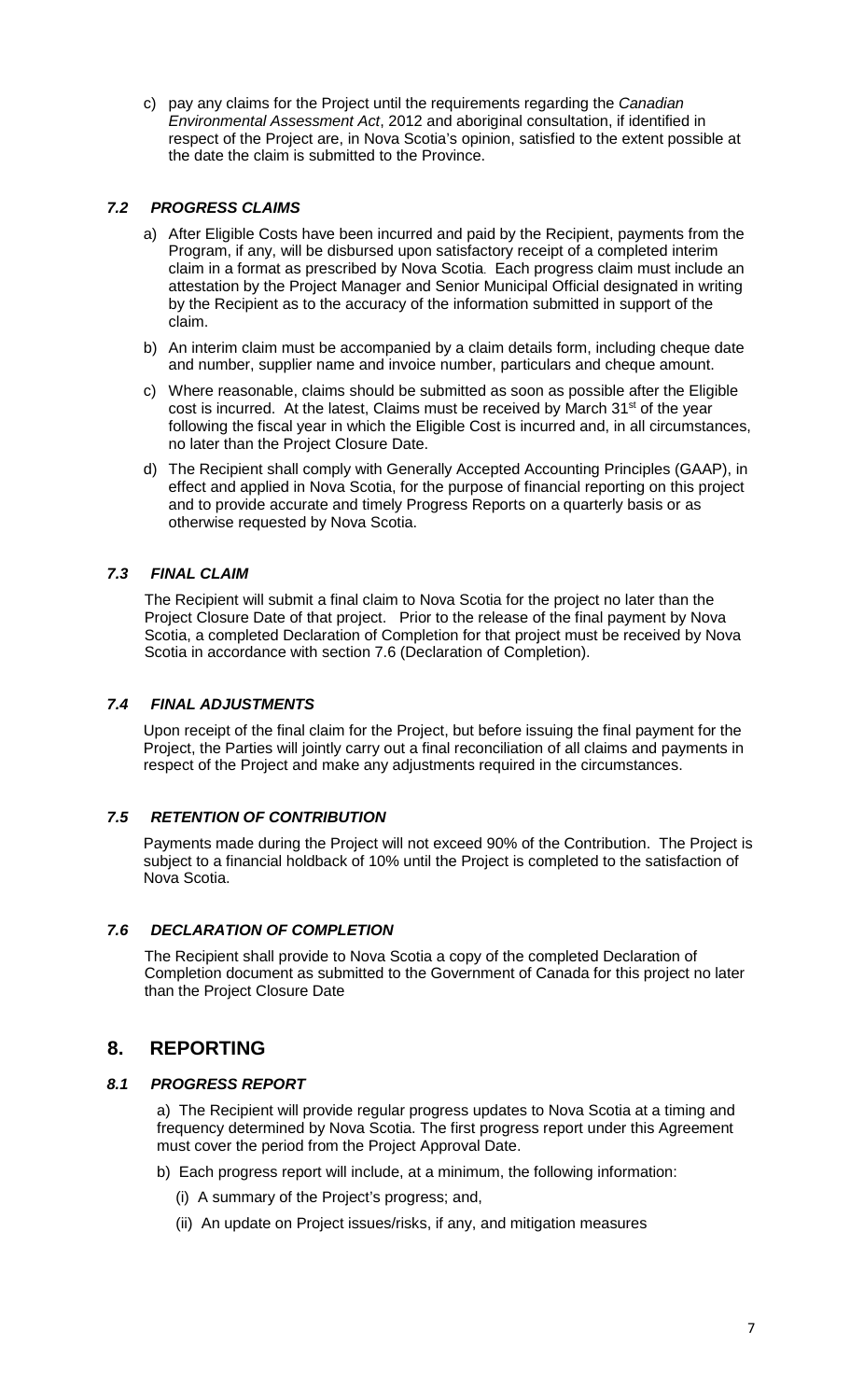c) pay any claims for the Project until the requirements regarding the *Canadian Environmental Assessment Act*, 2012 and aboriginal consultation, if identified in respect of the Project are, in Nova Scotia's opinion, satisfied to the extent possible at the date the claim is submitted to the Province.

### *7.2 PROGRESS CLAIMS*

a) After Eligible Costs have been incurred and paid by the Recipient, payments from the Program, if any, will be disbursed upon satisfactory receipt of a completed interim claim in a format as prescribed by Nova Scotia. Each progress claim must include an attestation by the Project Manager and Senior Municipal Official designated in writing by the Recipient as to the accuracy of the information submitted in support of the claim.

b) An interim claim must be accompanied by a claim details form, including cheque date and number, supplier name and invoice number, particulars and cheque amount.

c) Where reasonable, claims should be submitted as soon as possible after the Eligible cost is incurred. At the latest, Claims must be received by March 31st of the year following the fiscal year in which the Eligible Cost is incurred and, in all circumstances, no later than the Project Closure Date.

d) The Recipient shall comply with Generally Accepted Accounting Principles (GAAP), in effect and applied in Nova Scotia, for the purpose of financial reporting on this project and to provide accurate and timely Progress Reports on a quarterly basis or as otherwise requested by Nova Scotia.

### *7.3 FINAL CLAIM*

The Recipient will submit a final claim to Nova Scotia for the project no later than the Project Closure Date of that project. Prior to the release of the final payment by Nova Scotia, a completed Declaration of Completion for that project must be received by Nova Scotia in accordance with section 7.6 (Declaration of Completion).

### *7.4 FINAL ADJUSTMENTS*

Upon receipt of the final claim for the Project, but before issuing the final payment for the Project, the Parties will jointly carry out a final reconciliation of all claims and payments in respect of the Project and make any adjustments required in the circumstances.

### *7.5 RETENTION OF CONTRIBUTION*

Payments made during the Project will not exceed 90% of the Contribution. The Project is subject to a financial holdback of 10% until the Project is completed to the satisfaction of Nova Scotia.

### *7.6 DECLARATION OF COMPLETION*

The Recipient shall provide to Nova Scotia a copy of the completed Declaration of Completion document as submitted to the Government of Canada for this project no later than the Project Closure Date

## 8. REPORTING

### *8.1 PROGRESS REPORT*

a) The Recipient will provide regular progress updates to Nova Scotia at a timing and frequency determined by Nova Scotia. The first progress report under this Agreement must cover the period from the Project Approval Date.

b) Each progress report will include, at a minimum, the following information:

(i) A summary of the Project's progress; and,

(ii) An update on Project issues/risks, if any, and mitigation measures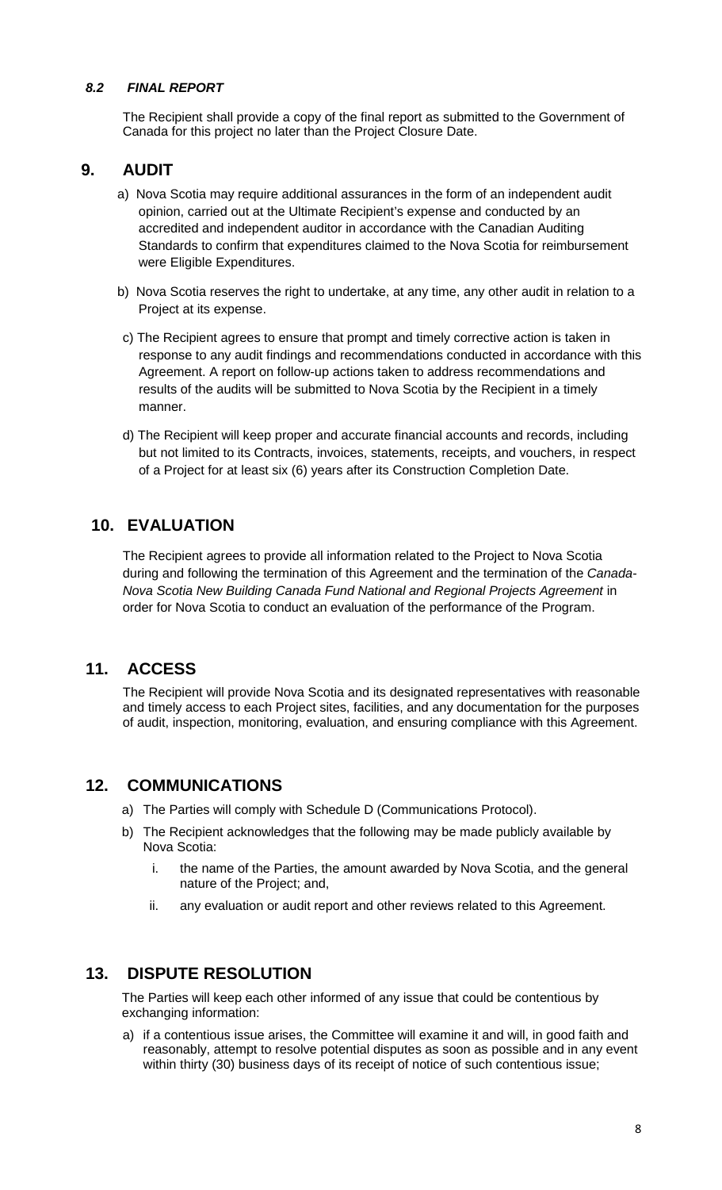#### *8.2 FINAL REPORT*

The Recipient shall provide a copy of the final report as submitted to the Government of Canada for this project no later than the Project Closure Date.

## 9. AUDIT

a) Nova Scotia may require additional assurances in the form of an independent audit opinion, carried out at the Ultimate Recipient's expense and conducted by an accredited and independent auditor in accordance with the Canadian Auditing Standards to confirm that expenditures claimed to the Nova Scotia for reimbursement were Eligible Expenditures.

b) Nova Scotia reserves the right to undertake, at any time, any other audit in relation to a Project at its expense.

c) The Recipient agrees to ensure that prompt and timely corrective action is taken in response to any audit findings and recommendations conducted in accordance with this Agreement. A report on follow-up actions taken to address recommendations and results of the audits will be submitted to Nova Scotia by the Recipient in a timely manner.

d) The Recipient will keep proper and accurate financial accounts and records, including but not limited to its Contracts, invoices, statements, receipts, and vouchers, in respect of a Project for at least six (6) years after its Construction Completion Date.

## 10. EVALUATION

The Recipient agrees to provide all information related to the Project to Nova Scotia during and following the termination of this Agreement and the termination of the *Canada-Nova Scotia New Building Canada Fund National and Regional Projects Agreement* in order for Nova Scotia to conduct an evaluation of the performance of the Program.

## 11. ACCESS

The Recipient will provide Nova Scotia and its designated representatives with reasonable and timely access to each Project sites, facilities, and any documentation for the purposes of audit, inspection, monitoring, evaluation, and ensuring compliance with this Agreement.

## 12. COMMUNICATIONS

a) The Parties will comply with Schedule D (Communications Protocol).

b) The Recipient acknowledges that the following may be made publicly available by Nova Scotia:

   i. the name of the Parties, the amount awarded by Nova Scotia, and the general nature of the Project; and,

   ii. any evaluation or audit report and other reviews related to this Agreement.

## 13. DISPUTE RESOLUTION

The Parties will keep each other informed of any issue that could be contentious by exchanging information:

a) if a contentious issue arises, the Committee will examine it and will, in good faith and reasonably, attempt to resolve potential disputes as soon as possible and in any event within thirty (30) business days of its receipt of notice of such contentious issue;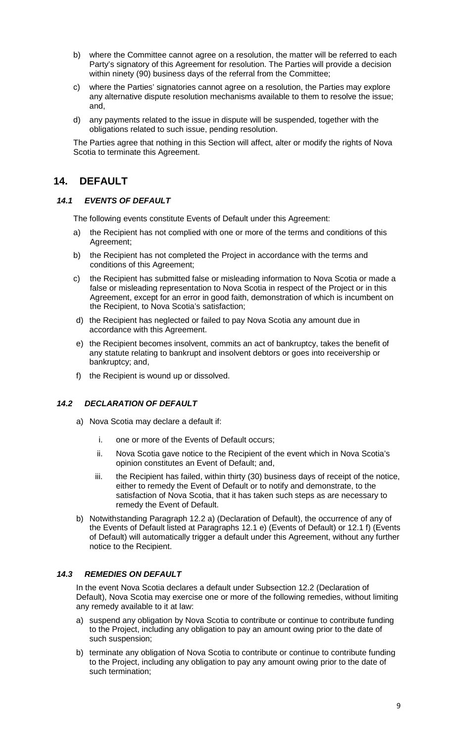b) where the Committee cannot agree on a resolution, the matter will be referred to each Party's signatory of this Agreement for resolution. The Parties will provide a decision within ninety (90) business days of the referral from the Committee;

c) where the Parties' signatories cannot agree on a resolution, the Parties may explore any alternative dispute resolution mechanisms available to them to resolve the issue; and,

d) any payments related to the issue in dispute will be suspended, together with the obligations related to such issue, pending resolution.

The Parties agree that nothing in this Section will affect, alter or modify the rights of Nova Scotia to terminate this Agreement.

## 14. DEFAULT

### *14.1 EVENTS OF DEFAULT*

The following events constitute Events of Default under this Agreement:

a) the Recipient has not complied with one or more of the terms and conditions of this Agreement;

b) the Recipient has not completed the Project in accordance with the terms and conditions of this Agreement;

c) the Recipient has submitted false or misleading information to Nova Scotia or made a false or misleading representation to Nova Scotia in respect of the Project or in this Agreement, except for an error in good faith, demonstration of which is incumbent on the Recipient, to Nova Scotia's satisfaction;

d) the Recipient has neglected or failed to pay Nova Scotia any amount due in accordance with this Agreement.

e) the Recipient becomes insolvent, commits an act of bankruptcy, takes the benefit of any statute relating to bankrupt and insolvent debtors or goes into receivership or bankruptcy; and,

f) the Recipient is wound up or dissolved.

### *14.2 DECLARATION OF DEFAULT*

a) Nova Scotia may declare a default if:

   i. one or more of the Events of Default occurs;

   ii. Nova Scotia gave notice to the Recipient of the event which in Nova Scotia's opinion constitutes an Event of Default; and,

   iii. the Recipient has failed, within thirty (30) business days of receipt of the notice, either to remedy the Event of Default or to notify and demonstrate, to the satisfaction of Nova Scotia, that it has taken such steps as are necessary to remedy the Event of Default.

b) Notwithstanding Paragraph 12.2 a) (Declaration of Default), the occurrence of any of the Events of Default listed at Paragraphs 12.1 e) (Events of Default) or 12.1 f) (Events of Default) will automatically trigger a default under this Agreement, without any further notice to the Recipient.

### *14.3 REMEDIES ON DEFAULT*

In the event Nova Scotia declares a default under Subsection 12.2 (Declaration of Default), Nova Scotia may exercise one or more of the following remedies, without limiting any remedy available to it at law:

a) suspend any obligation by Nova Scotia to contribute or continue to contribute funding to the Project, including any obligation to pay an amount owing prior to the date of such suspension;

b) terminate any obligation of Nova Scotia to contribute or continue to contribute funding to the Project, including any obligation to pay any amount owing prior to the date of such termination;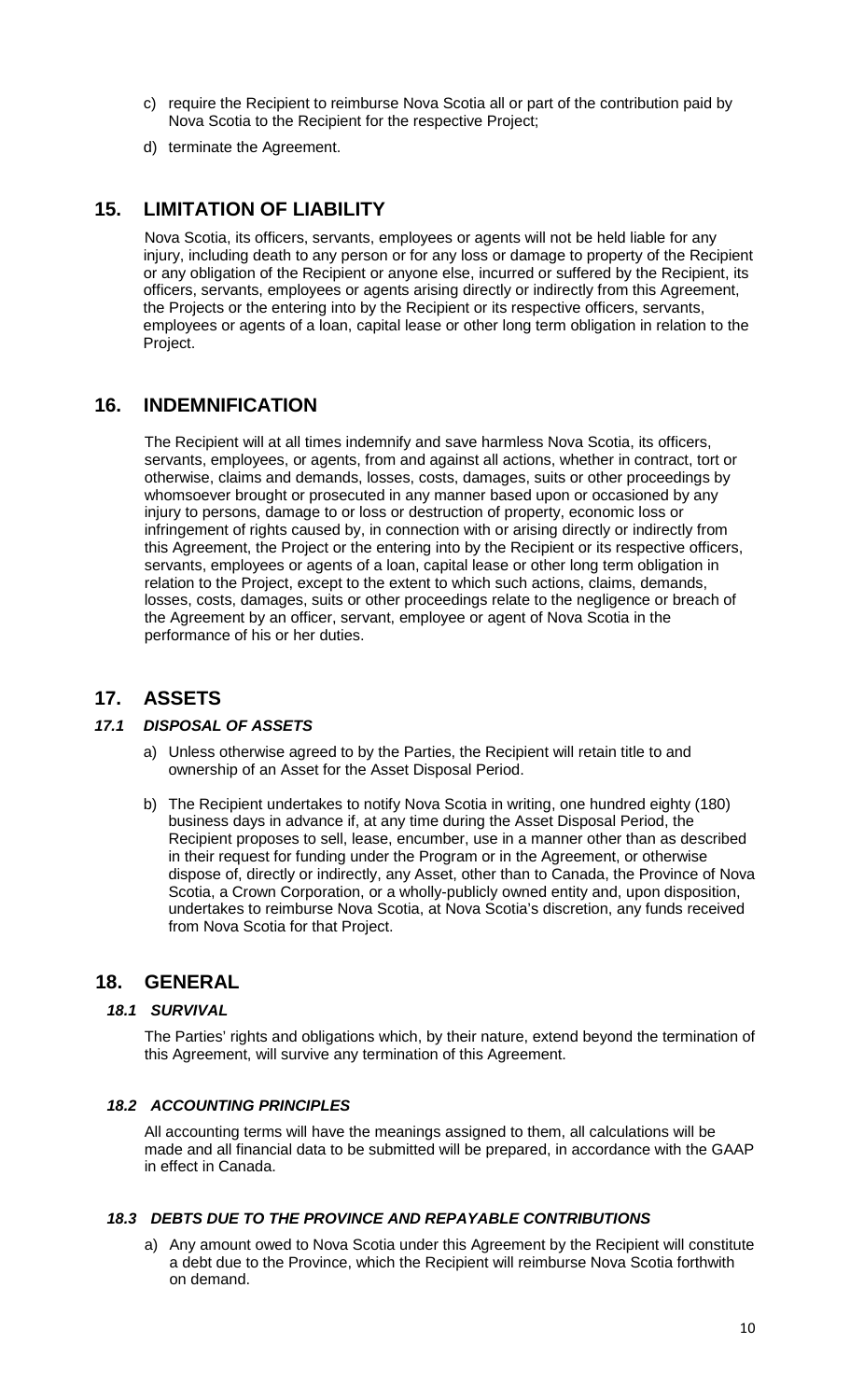c) require the Recipient to reimburse Nova Scotia all or part of the contribution paid by Nova Scotia to the Recipient for the respective Project;

d) terminate the Agreement.

## 15. LIMITATION OF LIABILITY

Nova Scotia, its officers, servants, employees or agents will not be held liable for any injury, including death to any person or for any loss or damage to property of the Recipient or any obligation of the Recipient or anyone else, incurred or suffered by the Recipient, its officers, servants, employees or agents arising directly or indirectly from this Agreement, the Projects or the entering into by the Recipient or its respective officers, servants, employees or agents of a loan, capital lease or other long term obligation in relation to the Project.

## 16. INDEMNIFICATION

The Recipient will at all times indemnify and save harmless Nova Scotia, its officers, servants, employees, or agents, from and against all actions, whether in contract, tort or otherwise, claims and demands, losses, costs, damages, suits or other proceedings by whomsoever brought or prosecuted in any manner based upon or occasioned by any injury to persons, damage to or loss or destruction of property, economic loss or infringement of rights caused by, in connection with or arising directly or indirectly from this Agreement, the Project or the entering into by the Recipient or its respective officers, servants, employees or agents of a loan, capital lease or other long term obligation in relation to the Project, except to the extent to which such actions, claims, demands, losses, costs, damages, suits or other proceedings relate to the negligence or breach of the Agreement by an officer, servant, employee or agent of Nova Scotia in the performance of his or her duties.

## 17. ASSETS

### *17.1 DISPOSAL OF ASSETS*

a) Unless otherwise agreed to by the Parties, the Recipient will retain title to and ownership of an Asset for the Asset Disposal Period.

b) The Recipient undertakes to notify Nova Scotia in writing, one hundred eighty (180) business days in advance if, at any time during the Asset Disposal Period, the Recipient proposes to sell, lease, encumber, use in a manner other than as described in their request for funding under the Program or in the Agreement, or otherwise dispose of, directly or indirectly, any Asset, other than to Canada, the Province of Nova Scotia, a Crown Corporation, or a wholly-publicly owned entity and, upon disposition, undertakes to reimburse Nova Scotia, at Nova Scotia's discretion, any funds received from Nova Scotia for that Project.

## 18. GENERAL

### *18.1 SURVIVAL*

The Parties' rights and obligations which, by their nature, extend beyond the termination of this Agreement, will survive any termination of this Agreement.

### *18.2 ACCOUNTING PRINCIPLES*

All accounting terms will have the meanings assigned to them, all calculations will be made and all financial data to be submitted will be prepared, in accordance with the GAAP in effect in Canada.

### *18.3 DEBTS DUE TO THE PROVINCE AND REPAYABLE CONTRIBUTIONS*

a) Any amount owed to Nova Scotia under this Agreement by the Recipient will constitute a debt due to the Province, which the Recipient will reimburse Nova Scotia forthwith on demand.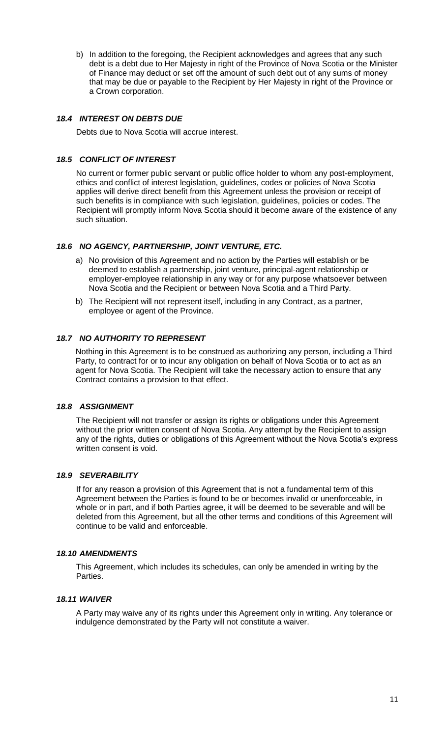b) In addition to the foregoing, the Recipient acknowledges and agrees that any such debt is a debt due to Her Majesty in right of the Province of Nova Scotia or the Minister of Finance may deduct or set off the amount of such debt out of any sums of money that may be due or payable to the Recipient by Her Majesty in right of the Province or a Crown corporation.

### *18.4 INTEREST ON DEBTS DUE*

Debts due to Nova Scotia will accrue interest.

### *18.5 CONFLICT OF INTEREST*

No current or former public servant or public office holder to whom any post-employment, ethics and conflict of interest legislation, guidelines, codes or policies of Nova Scotia applies will derive direct benefit from this Agreement unless the provision or receipt of such benefits is in compliance with such legislation, guidelines, policies or codes. The Recipient will promptly inform Nova Scotia should it become aware of the existence of any such situation.

### *18.6 NO AGENCY, PARTNERSHIP, JOINT VENTURE, ETC.*

a) No provision of this Agreement and no action by the Parties will establish or be deemed to establish a partnership, joint venture, principal-agent relationship or employer-employee relationship in any way or for any purpose whatsoever between Nova Scotia and the Recipient or between Nova Scotia and a Third Party.

b) The Recipient will not represent itself, including in any Contract, as a partner, employee or agent of the Province.

### *18.7 NO AUTHORITY TO REPRESENT*

Nothing in this Agreement is to be construed as authorizing any person, including a Third Party, to contract for or to incur any obligation on behalf of Nova Scotia or to act as an agent for Nova Scotia. The Recipient will take the necessary action to ensure that any Contract contains a provision to that effect.

### *18.8 ASSIGNMENT*

The Recipient will not transfer or assign its rights or obligations under this Agreement without the prior written consent of Nova Scotia. Any attempt by the Recipient to assign any of the rights, duties or obligations of this Agreement without the Nova Scotia's express written consent is void.

### *18.9 SEVERABILITY*

If for any reason a provision of this Agreement that is not a fundamental term of this Agreement between the Parties is found to be or becomes invalid or unenforceable, in whole or in part, and if both Parties agree, it will be deemed to be severable and will be deleted from this Agreement, but all the other terms and conditions of this Agreement will continue to be valid and enforceable.

### *18.10 AMENDMENTS*

This Agreement, which includes its schedules, can only be amended in writing by the Parties.

### *18.11 WAIVER*

A Party may waive any of its rights under this Agreement only in writing. Any tolerance or indulgence demonstrated by the Party will not constitute a waiver.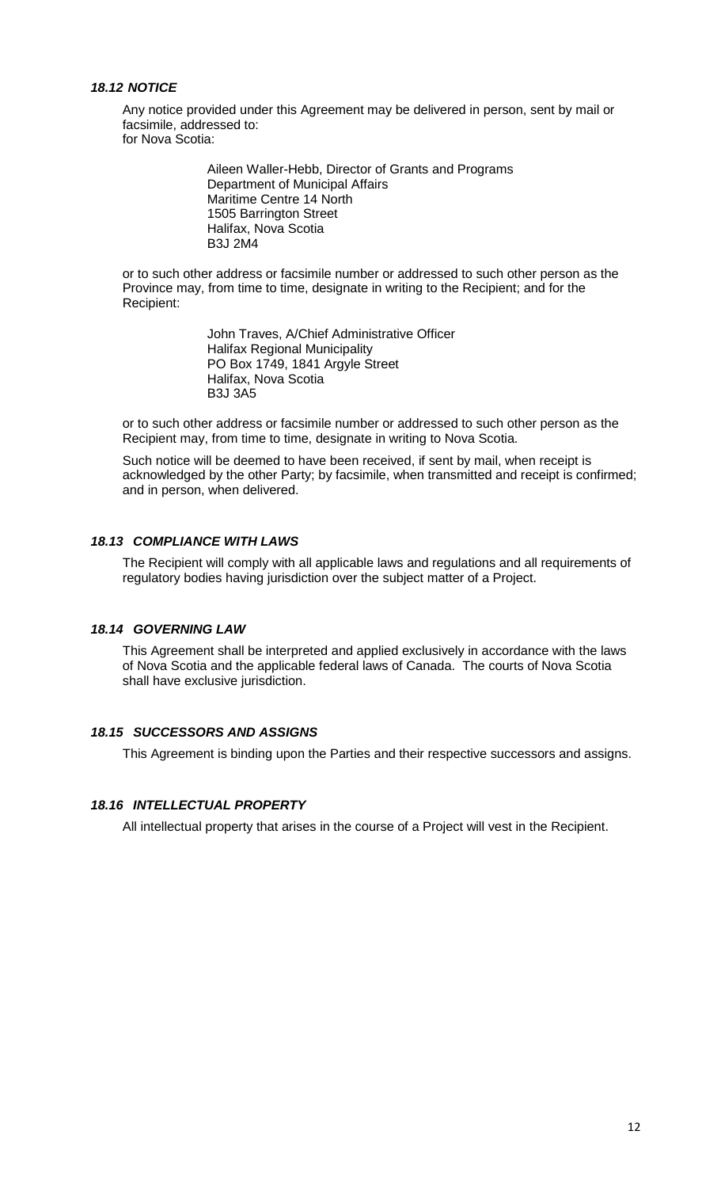### *18.12 NOTICE*

Any notice provided under this Agreement may be delivered in person, sent by mail or facsimile, addressed to:
for Nova Scotia:

> Aileen Waller-Hebb, Director of Grants and Programs
> Department of Municipal Affairs
> Maritime Centre 14 North
> 1505 Barrington Street
> Halifax, Nova Scotia
> B3J 2M4

or to such other address or facsimile number or addressed to such other person as the Province may, from time to time, designate in writing to the Recipient; and for the Recipient:

> John Traves, A/Chief Administrative Officer
> Halifax Regional Municipality
> PO Box 1749, 1841 Argyle Street
> Halifax, Nova Scotia
> B3J 3A5

or to such other address or facsimile number or addressed to such other person as the Recipient may, from time to time, designate in writing to Nova Scotia.

Such notice will be deemed to have been received, if sent by mail, when receipt is acknowledged by the other Party; by facsimile, when transmitted and receipt is confirmed; and in person, when delivered.

### *18.13 COMPLIANCE WITH LAWS*

The Recipient will comply with all applicable laws and regulations and all requirements of regulatory bodies having jurisdiction over the subject matter of a Project.

### *18.14 GOVERNING LAW*

This Agreement shall be interpreted and applied exclusively in accordance with the laws of Nova Scotia and the applicable federal laws of Canada. The courts of Nova Scotia shall have exclusive jurisdiction.

### *18.15 SUCCESSORS AND ASSIGNS*

This Agreement is binding upon the Parties and their respective successors and assigns.

### *18.16 INTELLECTUAL PROPERTY*

All intellectual property that arises in the course of a Project will vest in the Recipient.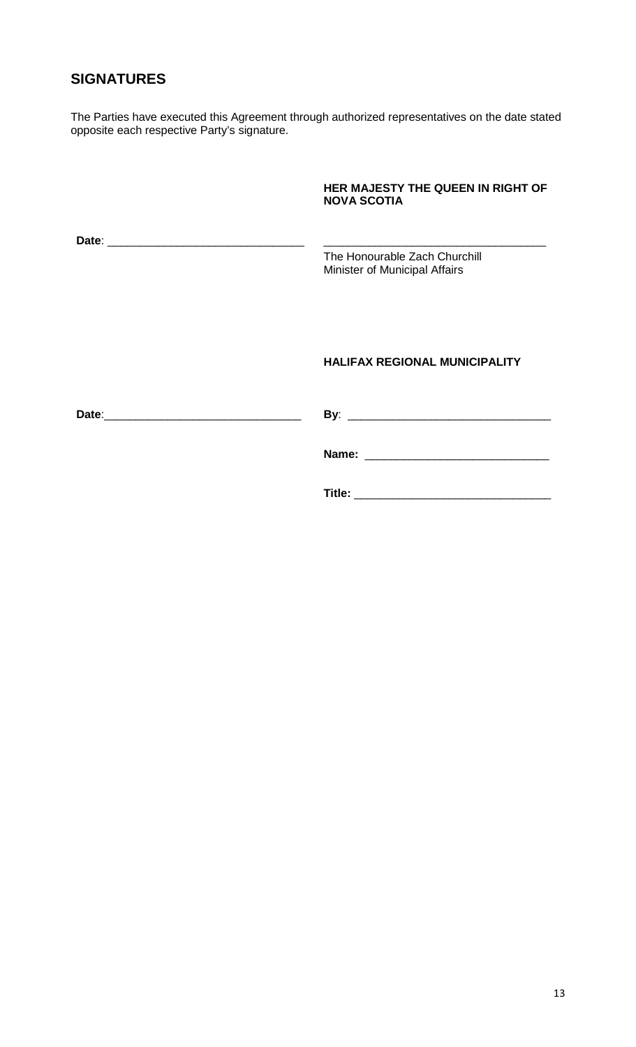## SIGNATURES

The Parties have executed this Agreement through authorized representatives on the date stated opposite each respective Party's signature.

**HER MAJESTY THE QUEEN IN RIGHT OF NOVA SCOTIA**

**Date**: ______________________________ ______________________________

The Honourable Zach Churchill
Minister of Municipal Affairs

**HALIFAX REGIONAL MUNICIPALITY**

**Date**:______________________________ **By**: ______________________________

**Name:** ______________________________

**Title:** ______________________________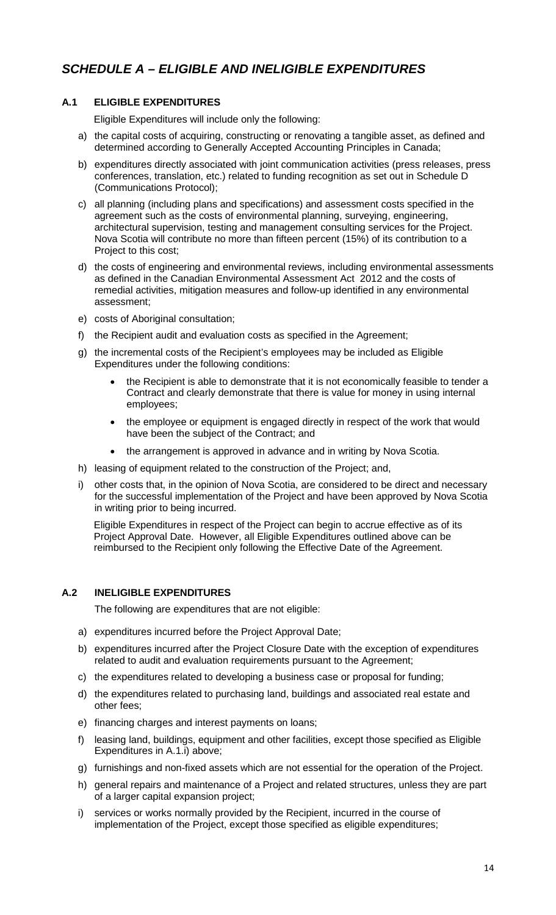## *SCHEDULE A – ELIGIBLE AND INELIGIBLE EXPENDITURES*

### A.1 ELIGIBLE EXPENDITURES

Eligible Expenditures will include only the following:

a) the capital costs of acquiring, constructing or renovating a tangible asset, as defined and determined according to Generally Accepted Accounting Principles in Canada;

b) expenditures directly associated with joint communication activities (press releases, press conferences, translation, etc.) related to funding recognition as set out in Schedule D (Communications Protocol);

c) all planning (including plans and specifications) and assessment costs specified in the agreement such as the costs of environmental planning, surveying, engineering, architectural supervision, testing and management consulting services for the Project. Nova Scotia will contribute no more than fifteen percent (15%) of its contribution to a Project to this cost;

d) the costs of engineering and environmental reviews, including environmental assessments as defined in the Canadian Environmental Assessment Act 2012 and the costs of remedial activities, mitigation measures and follow-up identified in any environmental assessment;

e) costs of Aboriginal consultation;

f) the Recipient audit and evaluation costs as specified in the Agreement;

g) the incremental costs of the Recipient's employees may be included as Eligible Expenditures under the following conditions:

   - the Recipient is able to demonstrate that it is not economically feasible to tender a Contract and clearly demonstrate that there is value for money in using internal employees;
   - the employee or equipment is engaged directly in respect of the work that would have been the subject of the Contract; and
   - the arrangement is approved in advance and in writing by Nova Scotia.

h) leasing of equipment related to the construction of the Project; and,

i) other costs that, in the opinion of Nova Scotia, are considered to be direct and necessary for the successful implementation of the Project and have been approved by Nova Scotia in writing prior to being incurred.

Eligible Expenditures in respect of the Project can begin to accrue effective as of its Project Approval Date. However, all Eligible Expenditures outlined above can be reimbursed to the Recipient only following the Effective Date of the Agreement.

### A.2 INELIGIBLE EXPENDITURES

The following are expenditures that are not eligible:

a) expenditures incurred before the Project Approval Date;

b) expenditures incurred after the Project Closure Date with the exception of expenditures related to audit and evaluation requirements pursuant to the Agreement;

c) the expenditures related to developing a business case or proposal for funding;

d) the expenditures related to purchasing land, buildings and associated real estate and other fees;

e) financing charges and interest payments on loans;

f) leasing land, buildings, equipment and other facilities, except those specified as Eligible Expenditures in A.1.i) above;

g) furnishings and non-fixed assets which are not essential for the operation of the Project.

h) general repairs and maintenance of a Project and related structures, unless they are part of a larger capital expansion project;

i) services or works normally provided by the Recipient, incurred in the course of implementation of the Project, except those specified as eligible expenditures;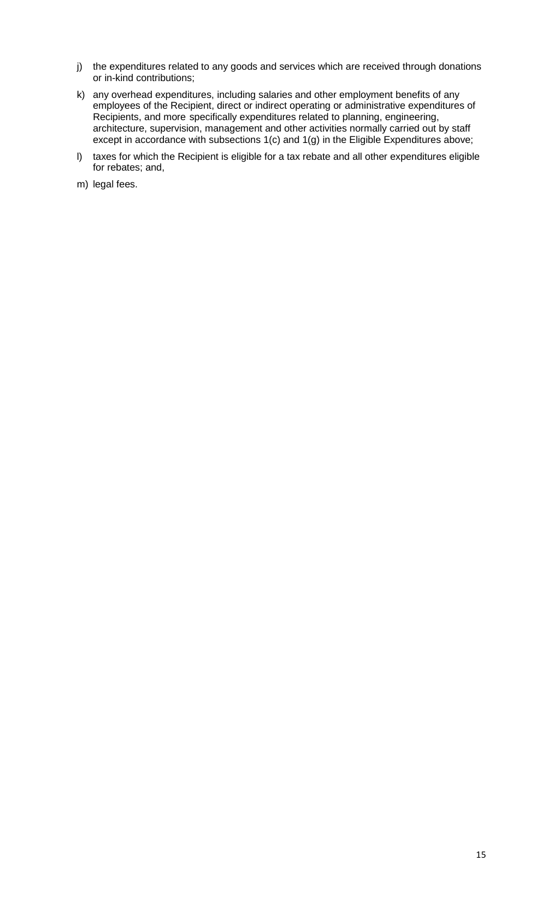j) the expenditures related to any goods and services which are received through donations or in-kind contributions;

k) any overhead expenditures, including salaries and other employment benefits of any employees of the Recipient, direct or indirect operating or administrative expenditures of Recipients, and more specifically expenditures related to planning, engineering, architecture, supervision, management and other activities normally carried out by staff except in accordance with subsections 1(c) and 1(g) in the Eligible Expenditures above;

l) taxes for which the Recipient is eligible for a tax rebate and all other expenditures eligible for rebates; and,

m) legal fees.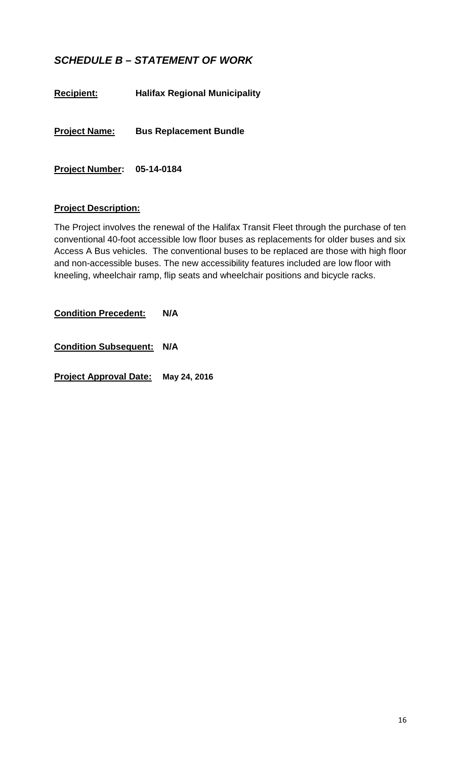## *SCHEDULE B – STATEMENT OF WORK*

**Recipient:** **Halifax Regional Municipality**

**Project Name:** **Bus Replacement Bundle**

**Project Number:** **05-14-0184**

**Project Description:**

The Project involves the renewal of the Halifax Transit Fleet through the purchase of ten conventional 40-foot accessible low floor buses as replacements for older buses and six Access A Bus vehicles. The conventional buses to be replaced are those with high floor and non-accessible buses. The new accessibility features included are low floor with kneeling, wheelchair ramp, flip seats and wheelchair positions and bicycle racks.

**Condition Precedent:** **N/A**

**Condition Subsequent:** **N/A**

**Project Approval Date:** **May 24, 2016**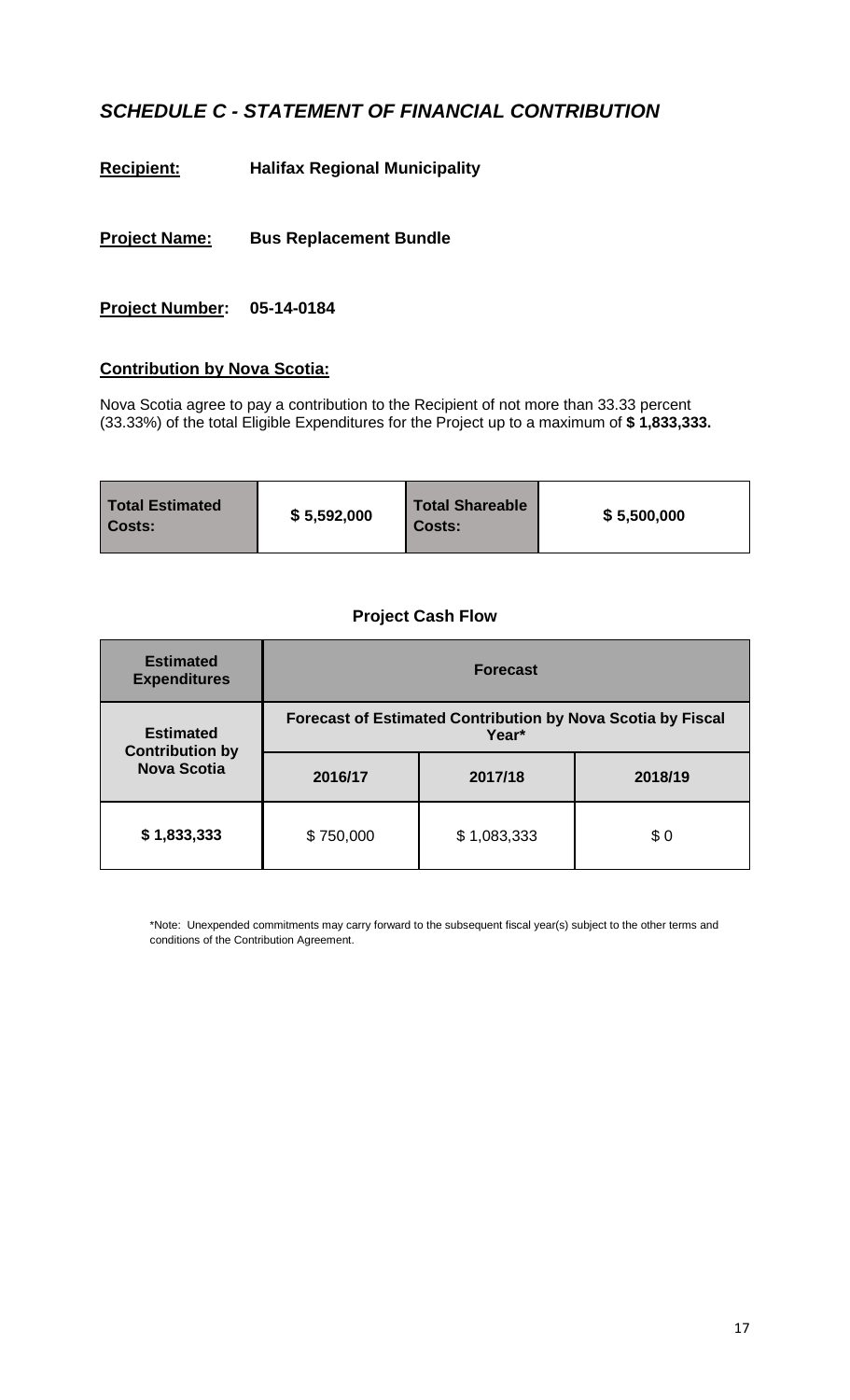## *SCHEDULE C - STATEMENT OF FINANCIAL CONTRIBUTION*

**Recipient:** **Halifax Regional Municipality**

**Project Name:** **Bus Replacement Bundle**

**Project Number:** **05-14-0184**

**Contribution by Nova Scotia:**

Nova Scotia agree to pay a contribution to the Recipient of not more than 33.33 percent (33.33%) of the total Eligible Expenditures for the Project up to a maximum of **$ 1,833,333.**

| | | | |
|---|---|---|---|
| **Total Estimated Costs:** | **$ 5,592,000** | **Total Shareable Costs:** | **$ 5,500,000** |

### Project Cash Flow

| **Estimated Expenditures** | **Forecast** | | |
|---|---|---|---|
| **Estimated Contribution by Nova Scotia** | **Forecast of Estimated Contribution by Nova Scotia by Fiscal Year*** | | |
| | **2016/17** | **2017/18** | **2018/19** |
| **$ 1,833,333** | $ 750,000 | $ 1,083,333 | $ 0 |

*Note: Unexpended commitments may carry forward to the subsequent fiscal year(s) subject to the other terms and conditions of the Contribution Agreement.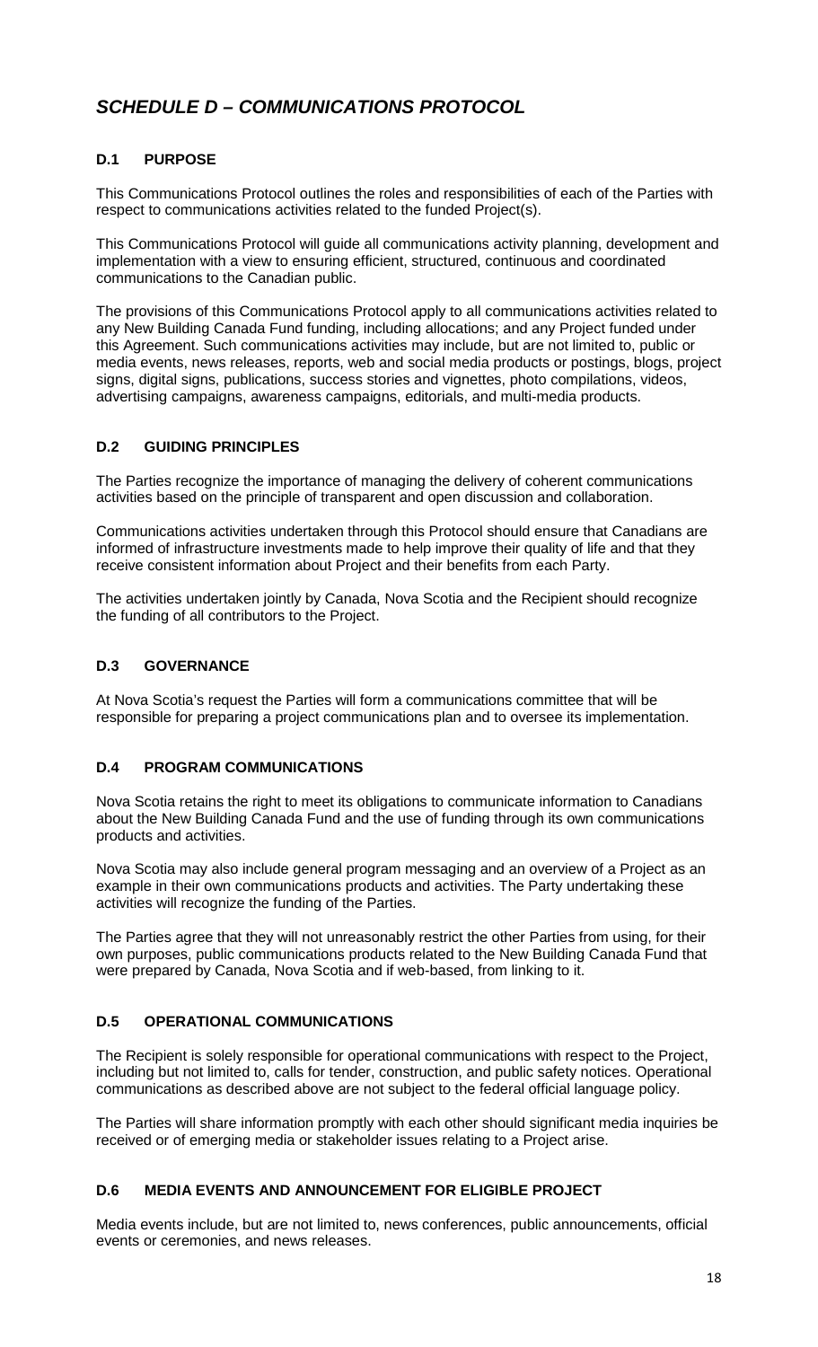## *SCHEDULE D – COMMUNICATIONS PROTOCOL*

### D.1 PURPOSE

This Communications Protocol outlines the roles and responsibilities of each of the Parties with respect to communications activities related to the funded Project(s).

This Communications Protocol will guide all communications activity planning, development and implementation with a view to ensuring efficient, structured, continuous and coordinated communications to the Canadian public.

The provisions of this Communications Protocol apply to all communications activities related to any New Building Canada Fund funding, including allocations; and any Project funded under this Agreement. Such communications activities may include, but are not limited to, public or media events, news releases, reports, web and social media products or postings, blogs, project signs, digital signs, publications, success stories and vignettes, photo compilations, videos, advertising campaigns, awareness campaigns, editorials, and multi-media products.

### D.2 GUIDING PRINCIPLES

The Parties recognize the importance of managing the delivery of coherent communications activities based on the principle of transparent and open discussion and collaboration.

Communications activities undertaken through this Protocol should ensure that Canadians are informed of infrastructure investments made to help improve their quality of life and that they receive consistent information about Project and their benefits from each Party.

The activities undertaken jointly by Canada, Nova Scotia and the Recipient should recognize the funding of all contributors to the Project.

### D.3 GOVERNANCE

At Nova Scotia's request the Parties will form a communications committee that will be responsible for preparing a project communications plan and to oversee its implementation.

### D.4 PROGRAM COMMUNICATIONS

Nova Scotia retains the right to meet its obligations to communicate information to Canadians about the New Building Canada Fund and the use of funding through its own communications products and activities.

Nova Scotia may also include general program messaging and an overview of a Project as an example in their own communications products and activities. The Party undertaking these activities will recognize the funding of the Parties.

The Parties agree that they will not unreasonably restrict the other Parties from using, for their own purposes, public communications products related to the New Building Canada Fund that were prepared by Canada, Nova Scotia and if web-based, from linking to it.

### D.5 OPERATIONAL COMMUNICATIONS

The Recipient is solely responsible for operational communications with respect to the Project, including but not limited to, calls for tender, construction, and public safety notices. Operational communications as described above are not subject to the federal official language policy.

The Parties will share information promptly with each other should significant media inquiries be received or of emerging media or stakeholder issues relating to a Project arise.

### D.6 MEDIA EVENTS AND ANNOUNCEMENT FOR ELIGIBLE PROJECT

Media events include, but are not limited to, news conferences, public announcements, official events or ceremonies, and news releases.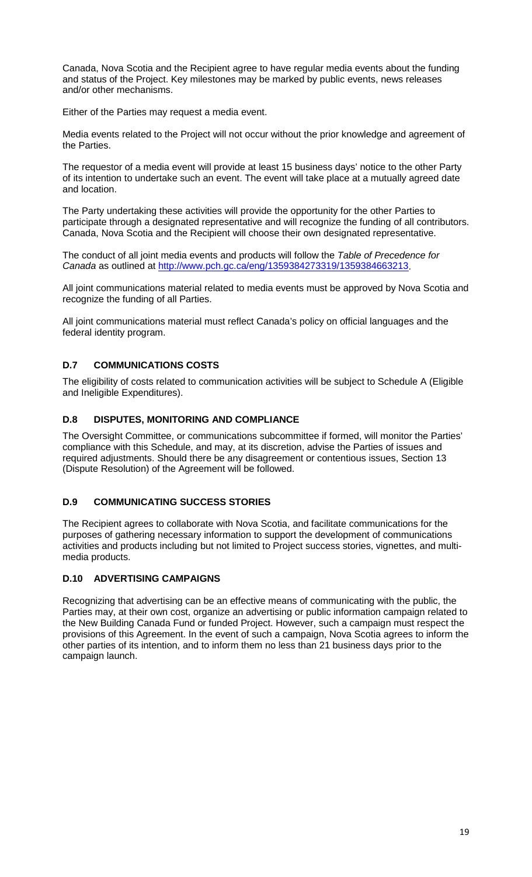Canada, Nova Scotia and the Recipient agree to have regular media events about the funding and status of the Project. Key milestones may be marked by public events, news releases and/or other mechanisms.

Either of the Parties may request a media event.

Media events related to the Project will not occur without the prior knowledge and agreement of the Parties.

The requestor of a media event will provide at least 15 business days' notice to the other Party of its intention to undertake such an event. The event will take place at a mutually agreed date and location.

The Party undertaking these activities will provide the opportunity for the other Parties to participate through a designated representative and will recognize the funding of all contributors. Canada, Nova Scotia and the Recipient will choose their own designated representative.

The conduct of all joint media events and products will follow the *Table of Precedence for Canada* as outlined at http://www.pch.gc.ca/eng/1359384273319/1359384663213.

All joint communications material related to media events must be approved by Nova Scotia and recognize the funding of all Parties.

All joint communications material must reflect Canada's policy on official languages and the federal identity program.

### D.7 COMMUNICATIONS COSTS

The eligibility of costs related to communication activities will be subject to Schedule A (Eligible and Ineligible Expenditures).

### D.8 DISPUTES, MONITORING AND COMPLIANCE

The Oversight Committee, or communications subcommittee if formed, will monitor the Parties' compliance with this Schedule, and may, at its discretion, advise the Parties of issues and required adjustments. Should there be any disagreement or contentious issues, Section 13 (Dispute Resolution) of the Agreement will be followed.

### D.9 COMMUNICATING SUCCESS STORIES

The Recipient agrees to collaborate with Nova Scotia, and facilitate communications for the purposes of gathering necessary information to support the development of communications activities and products including but not limited to Project success stories, vignettes, and multi-media products.

### D.10 ADVERTISING CAMPAIGNS

Recognizing that advertising can be an effective means of communicating with the public, the Parties may, at their own cost, organize an advertising or public information campaign related to the New Building Canada Fund or funded Project. However, such a campaign must respect the provisions of this Agreement. In the event of such a campaign, Nova Scotia agrees to inform the other parties of its intention, and to inform them no less than 21 business days prior to the campaign launch.